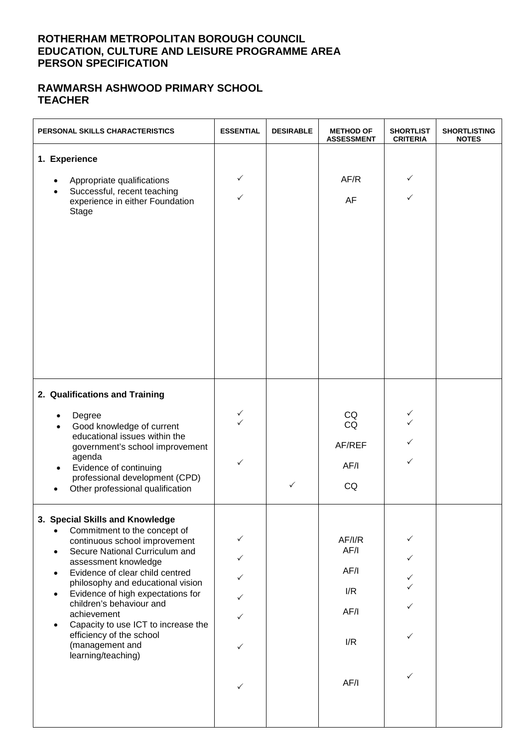# ROTHERHAM METROPOLITAN BOROUGH COUNCIL
# EDUCATION, CULTURE AND LEISURE PROGRAMME AREA
# PERSON SPECIFICATION

## RAWMARSH ASHWOOD PRIMARY SCHOOL
## TEACHER

| PERSONAL SKILLS CHARACTERISTICS | ESSENTIAL | DESIRABLE | METHOD OF ASSESSMENT | SHORTLIST CRITERIA | SHORTLISTING NOTES |
|---|---|---|---|---|---|
| **1. Experience** | | | | | |
| • Appropriate qualifications | ✓ | | AF/R | ✓ | |
| • Successful, recent teaching experience in either Foundation Stage | ✓ | | AF | ✓ | |
| **2. Qualifications and Training** | | | | | |
| • Degree | ✓ | | CQ | ✓ | |
| • Good knowledge of current educational issues within the government's school improvement agenda | ✓ | | CQ<br>AF/REF | ✓<br>✓ | |
| • Evidence of continuing professional development (CPD) | ✓ | | AF/I | ✓ | |
| • Other professional qualification | | ✓ | CQ | | |
| **3. Special Skills and Knowledge** | | | | | |
| • Commitment to the concept of continuous school improvement | ✓ | | AF/I/R | ✓ | |
| • Secure National Curriculum and assessment knowledge | ✓ | | AF/I | ✓ | |
| • Evidence of clear child centred philosophy and educational vision | ✓ | | AF/I | ✓<br>✓ | |
| • Evidence of high expectations for children's behaviour and achievement | ✓ | | I/R | ✓ | |
| • Capacity to use ICT to increase the efficiency of the school (management and learning/teaching) | ✓ | | AF/I | ✓ | |
| | ✓ | | I/R | ✓ | |
| | ✓ | | AF/I | ✓ | |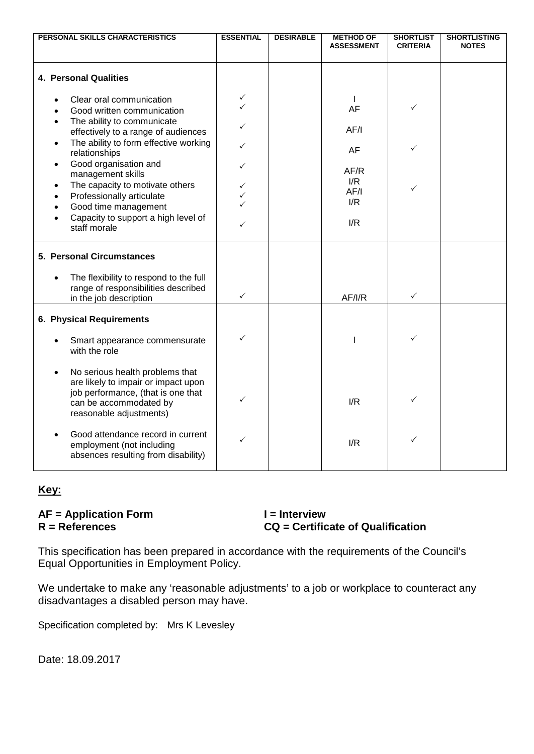| PERSONAL SKILLS CHARACTERISTICS | ESSENTIAL | DESIRABLE | METHOD OF ASSESSMENT | SHORTLIST CRITERIA | SHORTLISTING NOTES |
|---|---|---|---|---|---|
| **4. Personal Qualities** | | | | | |
| • Clear oral communication | ✓ | | I | | |
| • Good written communication | ✓ | | AF | ✓ | |
| • The ability to communicate effectively to a range of audiences | ✓ | | AF/I | | |
| • The ability to form effective working relationships | ✓ | | AF | ✓ | |
| • Good organisation and management skills | ✓ | | AF/R | | |
| • The capacity to motivate others | ✓ | | I/R | | |
| • Professionally articulate | ✓ | | AF/I | ✓ | |
| • Good time management | ✓ | | I/R | | |
| • Capacity to support a high level of staff morale | ✓ | | I/R | | |
| **5. Personal Circumstances** | | | | | |
| • The flexibility to respond to the full range of responsibilities described in the job description | ✓ | | AF/I/R | ✓ | |
| **6. Physical Requirements** | | | | | |
| • Smart appearance commensurate with the role | ✓ | | I | ✓ | |
| • No serious health problems that are likely to impair or impact upon job performance, (that is one that can be accommodated by reasonable adjustments) | ✓ | | I/R | ✓ | |
| • Good attendance record in current employment (not including absences resulting from disability) | ✓ | | I/R | ✓ | |

**Key:**

**AF = Application Form** **I = Interview**
**R = References** **CQ = Certificate of Qualification**

This specification has been prepared in accordance with the requirements of the Council's Equal Opportunities in Employment Policy.

We undertake to make any 'reasonable adjustments' to a job or workplace to counteract any disadvantages a disabled person may have.

Specification completed by: Mrs K Levesley

Date: 18.09.2017